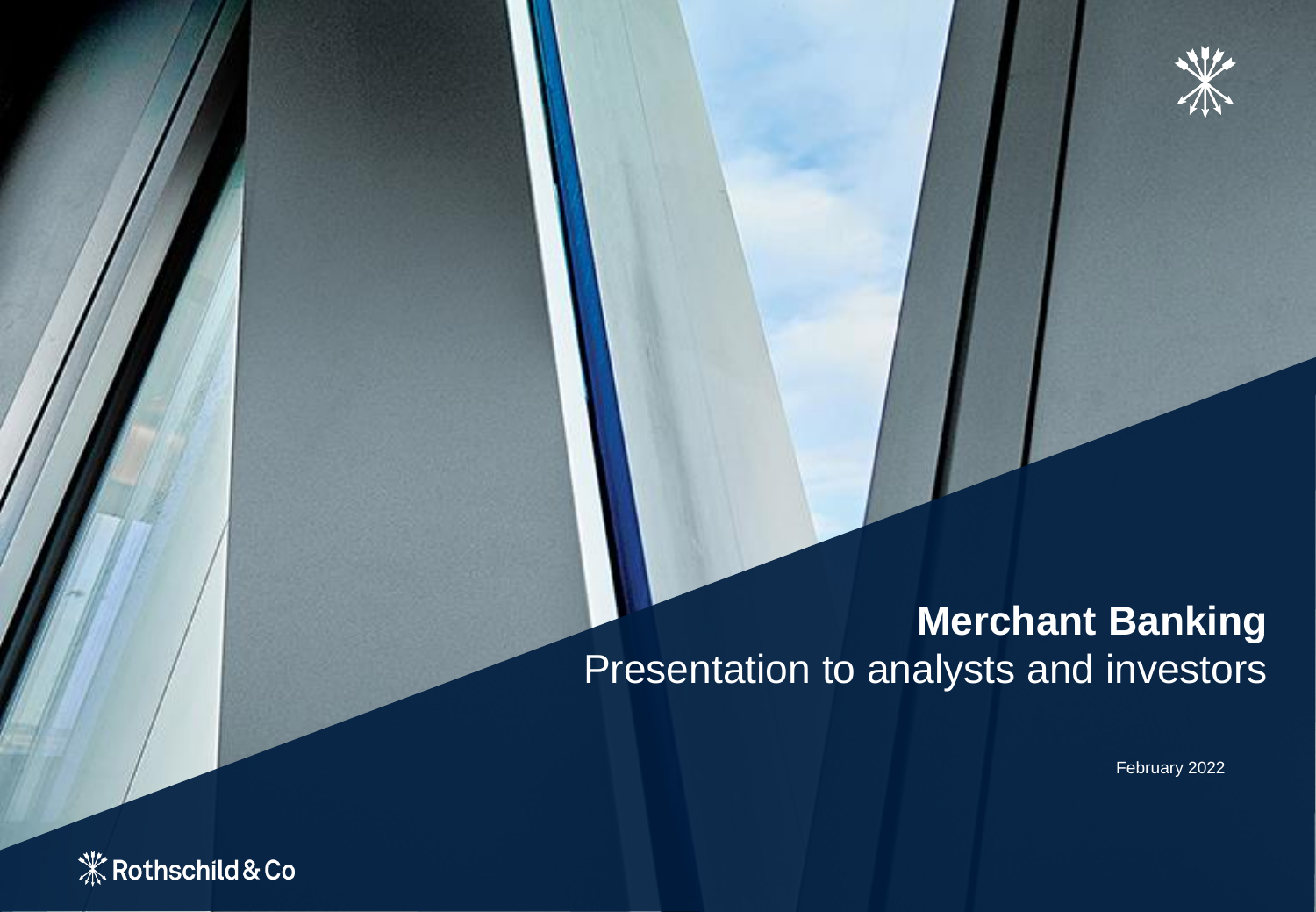# Merchant Banking

Presentation to analysts and investors

February 2022

Rothschild & Co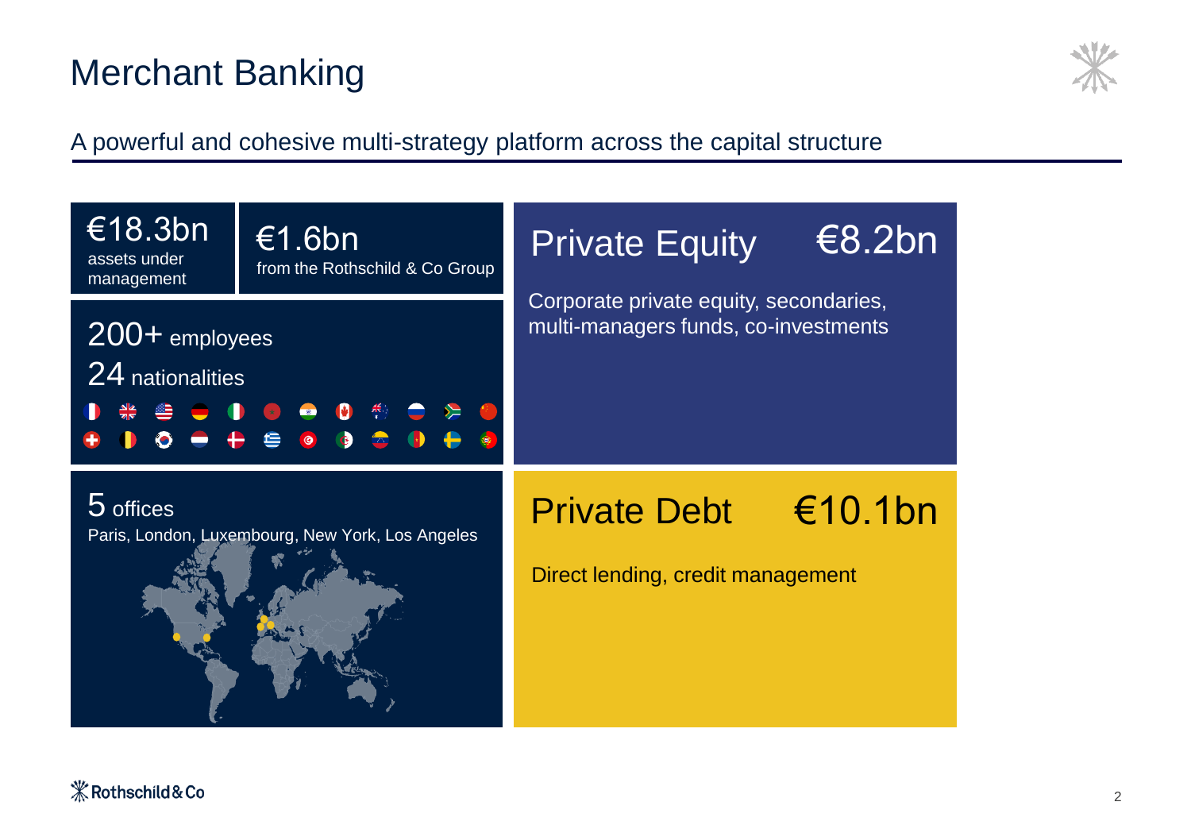# Merchant Banking

A powerful and cohesive multi-strategy platform across the capital structure

**€18.3bn**
assets under management

**€1.6bn**
from the Rothschild & Co Group

**200+** employees

**24** nationalities

**5** offices

Paris, London, Luxembourg, New York, Los Angeles

## Private Equity €8.2bn

Corporate private equity, secondaries, multi-managers funds, co-investments

## Private Debt €10.1bn

Direct lending, credit management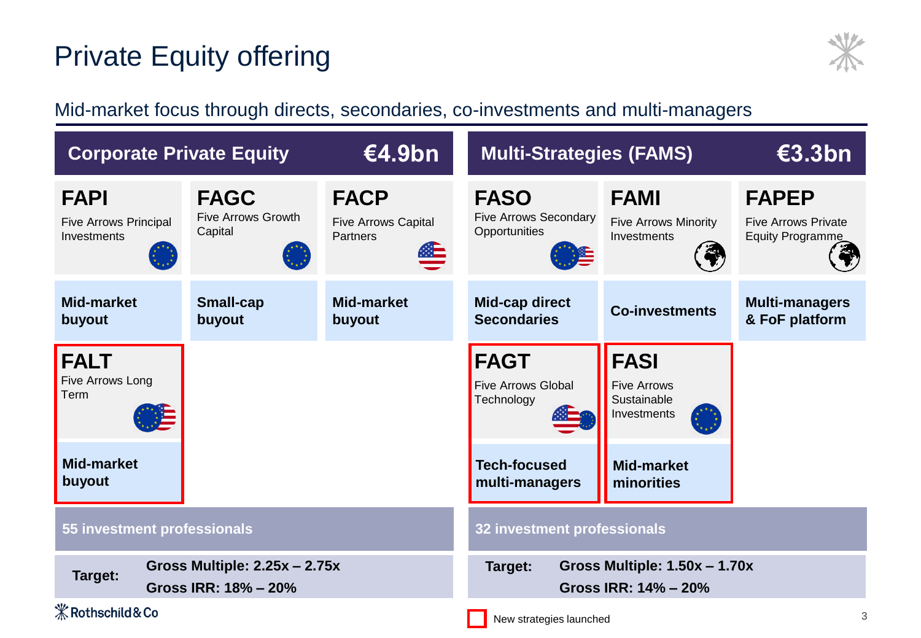# Private Equity offering

## Mid-market focus through directs, secondaries, co-investments and multi-managers

### Corporate Private Equity — €4.9bn

| FAPI | FAGC | FACP |
|---|---|---|
| Five Arrows Principal Investments | Five Arrows Growth Capital | Five Arrows Capital Partners |
| **Mid-market buyout** | **Small-cap buyout** | **Mid-market buyout** |

| FALT |
|---|
| Five Arrows Long Term |
| **Mid-market buyout** |

**55 investment professionals**

| Target: | Gross Multiple: 2.25x – 2.75x |
|---|---|
| | Gross IRR: 18% – 20% |

### Multi-Strategies (FAMS) — €3.3bn

| FASO | FAMI | FAPEP |
|---|---|---|
| Five Arrows Secondary Opportunities | Five Arrows Minority Investments | Five Arrows Private Equity Programme |
| **Mid-cap direct Secondaries** | **Co-investments** | **Multi-managers & FoF platform** |

| FAGT | FASI |
|---|---|
| Five Arrows Global Technology | Five Arrows Sustainable Investments |
| **Tech-focused multi-managers** | **Mid-market minorities** |

**32 investment professionals**

| Target: | Gross Multiple: 1.50x – 1.70x |
|---|---|
| | Gross IRR: 14% – 20% |

New strategies launched: FALT, FAGT, FASI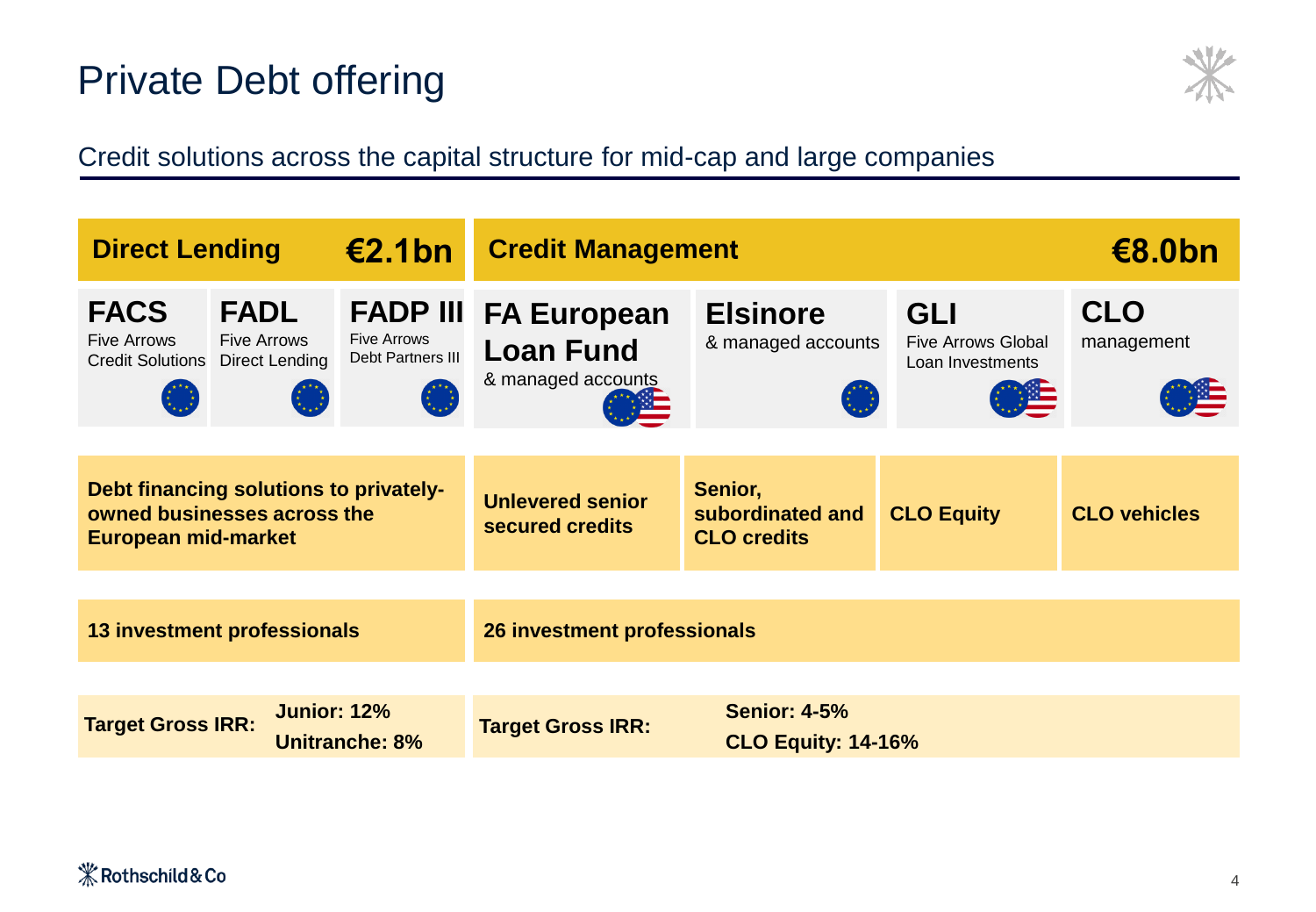# Private Debt offering

## Credit solutions across the capital structure for mid-cap and large companies

| Direct Lending | | €2.1bn | Credit Management | | | €8.0bn |
|---|---|---|---|---|---|---|
| **FACS** Five Arrows Credit Solutions | **FADL** Five Arrows Direct Lending | **FADP III** Five Arrows Debt Partners III | **FA European Loan Fund** & managed accounts | **Elsinore** & managed accounts | **GLI** Five Arrows Global Loan Investments | **CLO** management |
| **Debt financing solutions to privately-owned businesses across the European mid-market** | | | **Unlevered senior secured credits** | **Senior, subordinated and CLO credits** | **CLO Equity** | **CLO vehicles** |
| **13 investment professionals** | | | **26 investment professionals** | | | |
| **Target Gross IRR:** | **Junior: 12%** **Unitranche: 8%** | | **Target Gross IRR:** | **Senior: 4-5%** **CLO Equity: 14-16%** | | |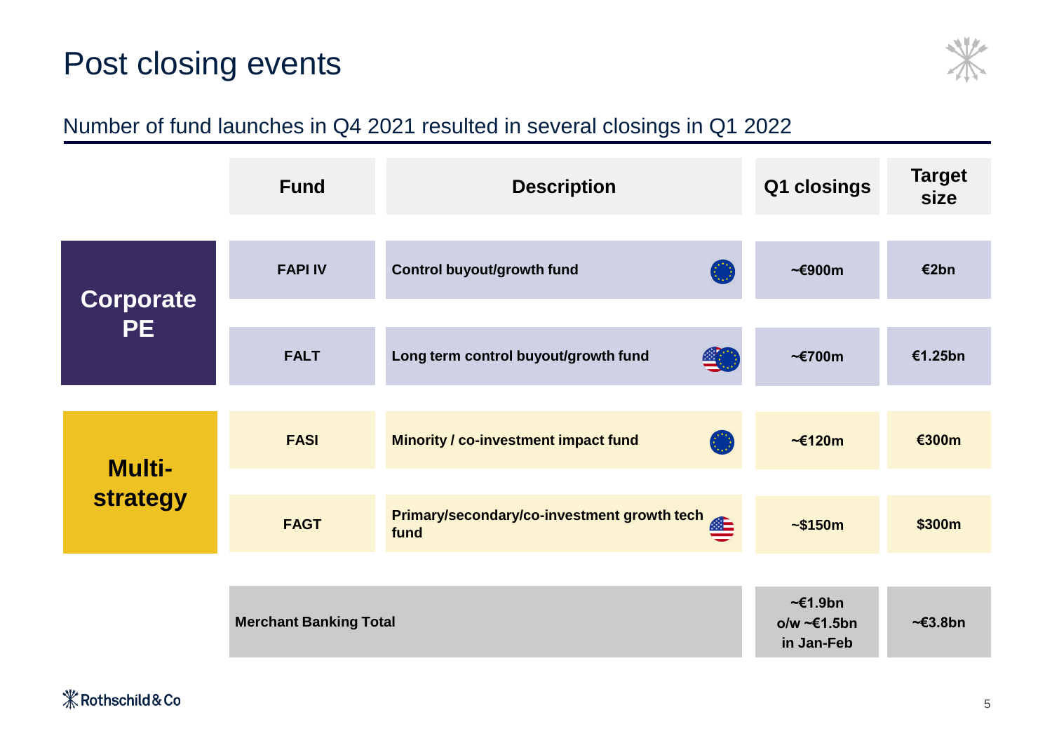# Post closing events

## Number of fund launches in Q4 2021 resulted in several closings in Q1 2022

| | Fund | Description | Q1 closings | Target size |
|---|---|---|---|---|
| **Corporate PE** | **FAPI IV** | **Control buyout/growth fund** | **~€900m** | **€2bn** |
| | **FALT** | **Long term control buyout/growth fund** | **~€700m** | **€1.25bn** |
| **Multi-strategy** | **FASI** | **Minority / co-investment impact fund** | **~€120m** | **€300m** |
| | **FAGT** | **Primary/secondary/co-investment growth tech fund** | **~$150m** | **$300m** |
| | **Merchant Banking Total** | | **~€1.9bn o/w ~€1.5bn in Jan-Feb** | **~€3.8bn** |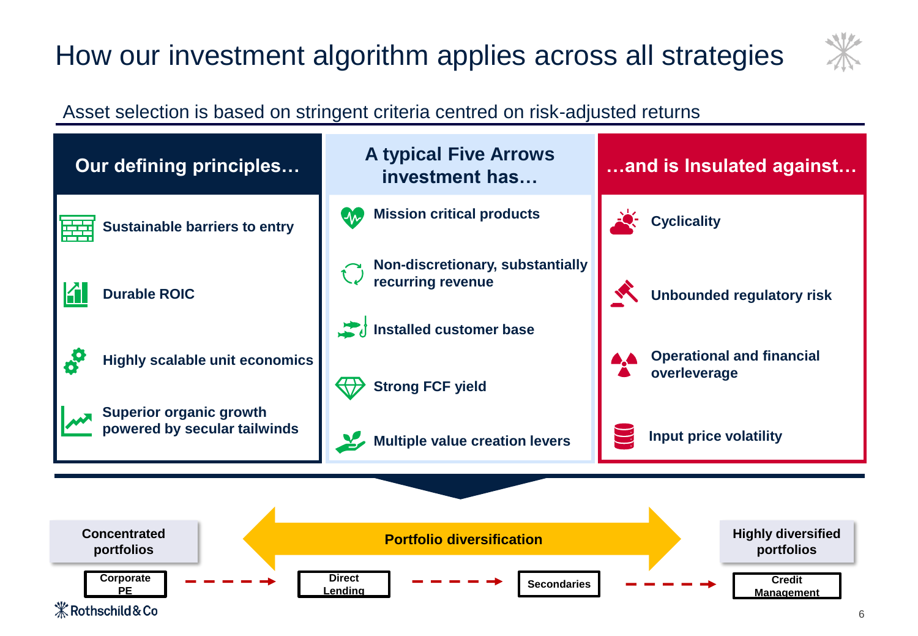# How our investment algorithm applies across all strategies

Asset selection is based on stringent criteria centred on risk-adjusted returns

| Our defining principles… | A typical Five Arrows investment has… | …and is Insulated against… |
|---|---|---|
| **Sustainable barriers to entry** | **Mission critical products** | **Cyclicality** |
| **Durable ROIC** | **Non-discretionary, substantially recurring revenue** | **Unbounded regulatory risk** |
| **Highly scalable unit economics** | **Installed customer base** | **Operational and financial overleverage** |
| **Superior organic growth powered by secular tailwinds** | **Strong FCF yield** | **Input price volatility** |
| | **Multiple value creation levers** | |

**Concentrated portfolios** ← **Portfolio diversification** → **Highly diversified portfolios**

Corporate PE → Direct Lending → Secondaries → Credit Management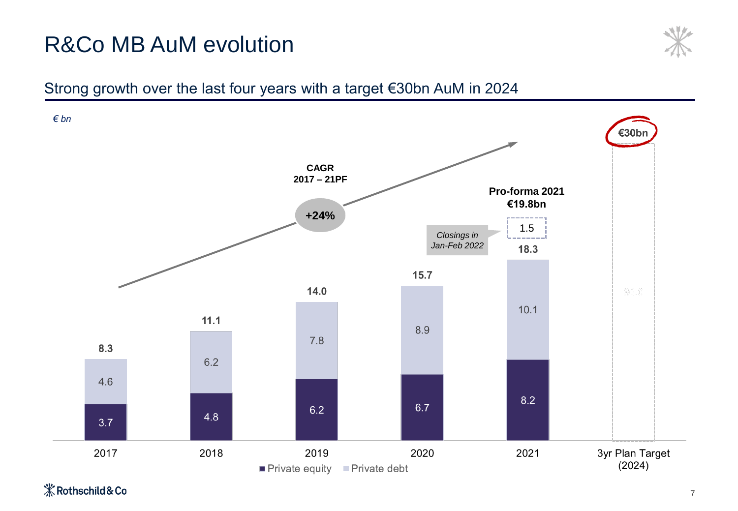# R&Co MB AuM evolution

## Strong growth over the last four years with a target €30bn AuM in 2024

*€ bn*

| | 2017 | 2018 | 2019 | 2020 | 2021 | 3yr Plan Target (2024) |
|---|---|---|---|---|---|---|
| Private equity | 3.7 | 4.8 | 6.2 | 6.7 | 8.2 | |
| Private debt | 4.6 | 6.2 | 7.8 | 8.9 | 10.1 | |
| Total | 8.3 | 11.1 | 14.0 | 15.7 | 18.3 | €30bn |

**CAGR 2017 – 21PF**

**+24%**

**Pro-forma 2021 €19.8bn**

1.5 — *Closings in Jan-Feb 2022*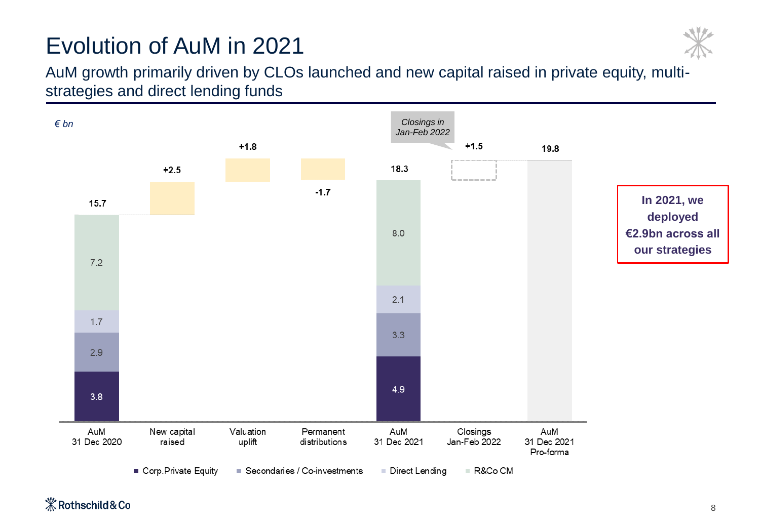# Evolution of AuM in 2021

AuM growth primarily driven by CLOs launched and new capital raised in private equity, multi-strategies and direct lending funds

*€ bn*

| | AuM 31 Dec 2020 | New capital raised | Valuation uplift | Permanent distributions | AuM 31 Dec 2021 | Closings Jan-Feb 2022 | AuM 31 Dec 2021 Pro-forma |
|---|---|---|---|---|---|---|---|
| Corp.Private Equity | 3.8 | | | | 4.9 | | |
| Secondaries / Co-investments | 2.9 | | | | 3.3 | | |
| Direct Lending | 1.7 | | | | 2.1 | | |
| R&Co CM | 7.2 | | | | 8.0 | | |
| **Total** | 15.7 | +2.5 | +1.8 | -1.7 | 18.3 | +1.5 | 19.8 |

*Closings in Jan-Feb 2022*

**In 2021, we deployed €2.9bn across all our strategies**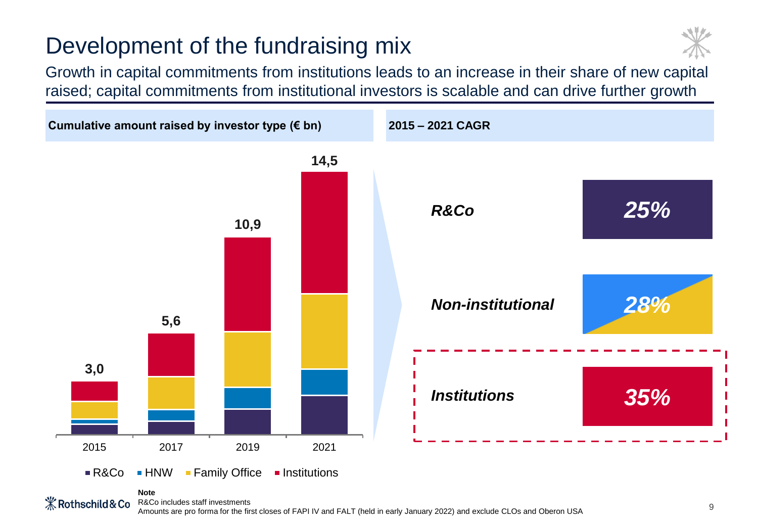# Development of the fundraising mix

Growth in capital commitments from institutions leads to an increase in their share of new capital raised; capital commitments from institutional investors is scalable and can drive further growth

**Cumulative amount raised by investor type (€ bn)**

| | 2015 | 2017 | 2019 | 2021 |
|---|---|---|---|---|
| Total | 3,0 | 5,6 | 10,9 | 14,5 |

R&Co | HNW | Family Office | Institutions

**2015 – 2021 CAGR**

| | |
|---|---|
| *R&Co* | *25%* |
| *Non-institutional* | *28%* |
| *Institutions* | *35%* |

**Note**

R&Co includes staff investments

Amounts are pro forma for the first closes of FAPI IV and FALT (held in early January 2022) and exclude CLOs and Oberon USA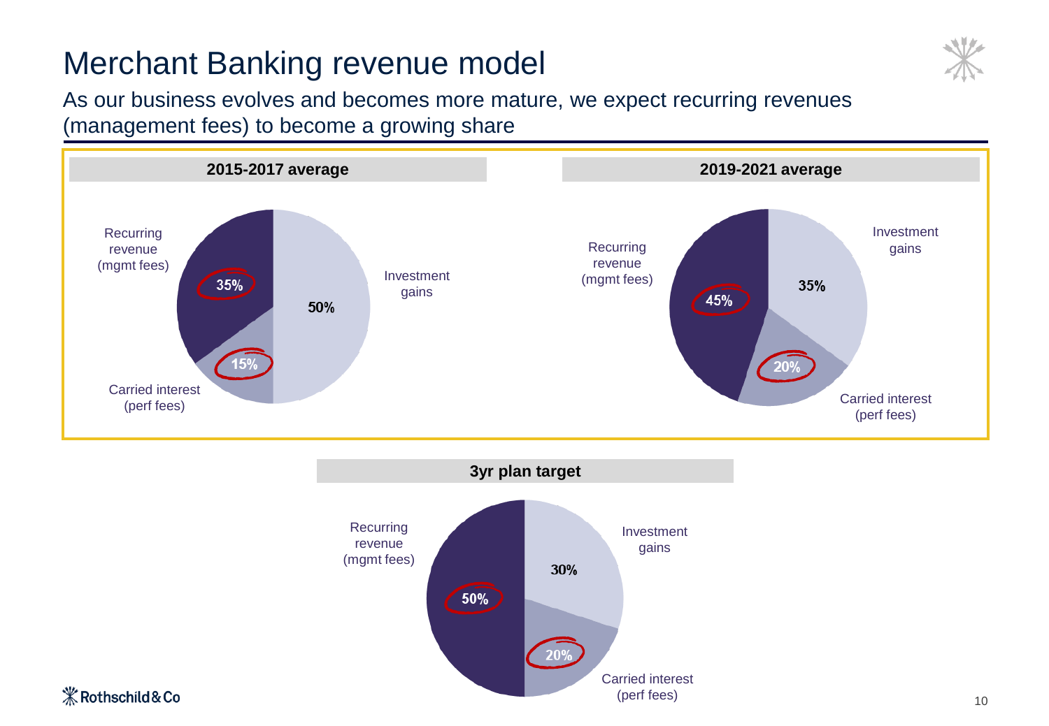# Merchant Banking revenue model

As our business evolves and becomes more mature, we expect recurring revenues (management fees) to become a growing share

### 2015-2017 average

- Recurring revenue (mgmt fees): 35%
- Carried interest (perf fees): 15%
- Investment gains: 50%

### 2019-2021 average

- Recurring revenue (mgmt fees): 45%
- Carried interest (perf fees): 20%
- Investment gains: 35%

### 3yr plan target

- Recurring revenue (mgmt fees): 50%
- Carried interest (perf fees): 20%
- Investment gains: 30%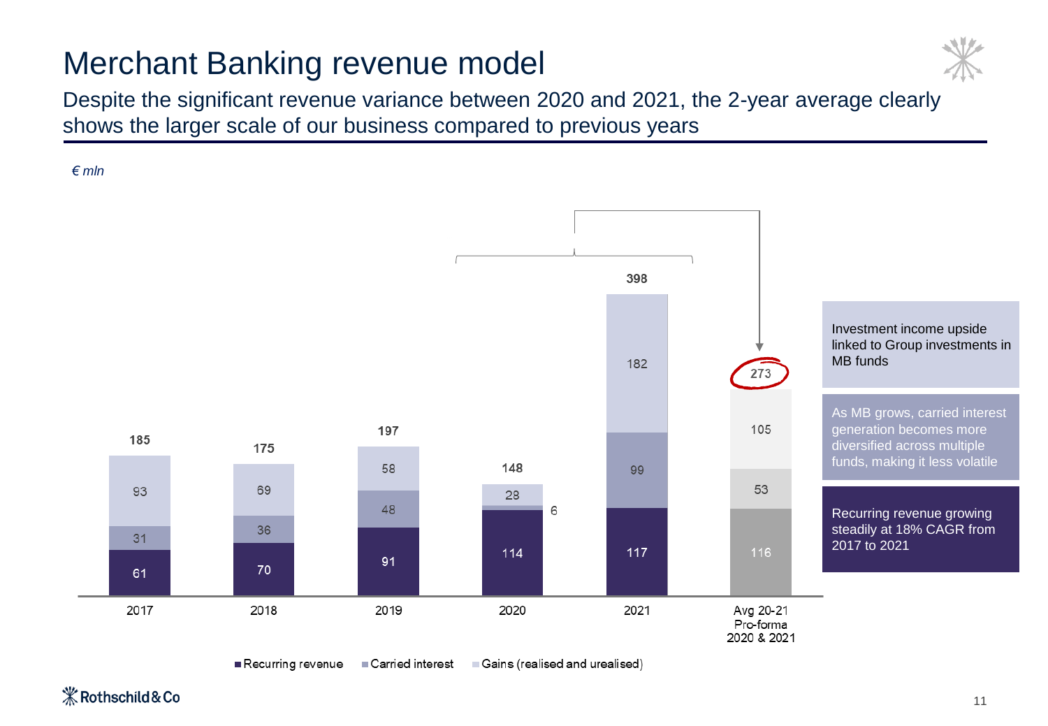# Merchant Banking revenue model

Despite the significant revenue variance between 2020 and 2021, the 2-year average clearly shows the larger scale of our business compared to previous years

*€ mln*

| | 2017 | 2018 | 2019 | 2020 | 2021 | Avg 20-21 Pro-forma 2020 & 2021 |
|---|---|---|---|---|---|---|
| Recurring revenue | 61 | 70 | 91 | 114 | 117 | 116 |
| Carried interest | 31 | 36 | 48 | 6 | 99 | 53 |
| Gains (realised and urealised) | 93 | 69 | 58 | 28 | 182 | 105 |
| **Total** | **185** | **175** | **197** | **148** | **398** | **273** |

- Investment income upside linked to Group investments in MB funds
- As MB grows, carried interest generation becomes more diversified across multiple funds, making it less volatile
- Recurring revenue growing steadily at 18% CAGR from 2017 to 2021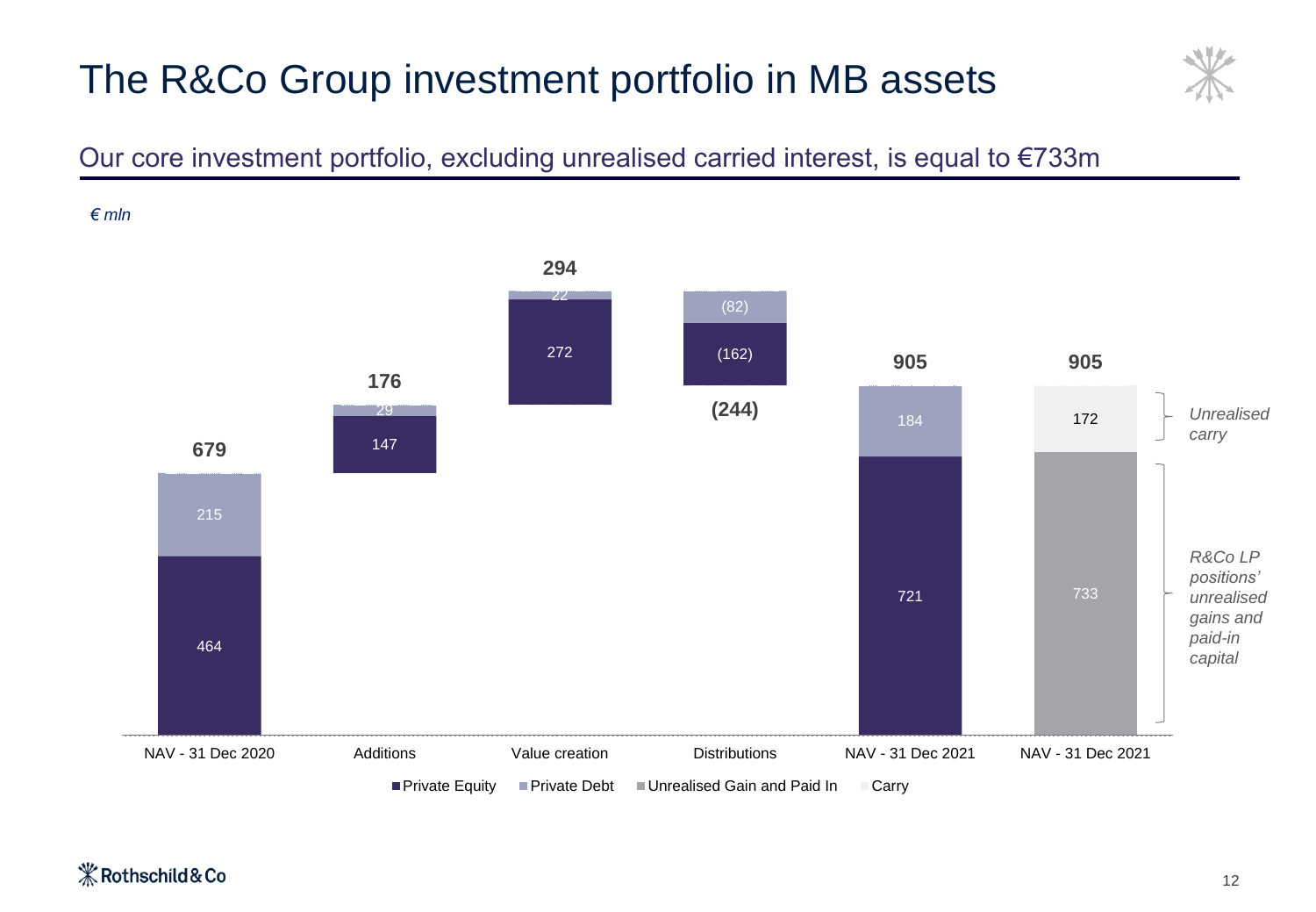# The R&Co Group investment portfolio in MB assets

## Our core investment portfolio, excluding unrealised carried interest, is equal to €733m

*€ mln*

| | NAV - 31 Dec 2020 | Additions | Value creation | Distributions | NAV - 31 Dec 2021 | NAV - 31 Dec 2021 |
|---|---|---|---|---|---|---|
| Private Equity | 464 | 147 | 272 | (162) | 721 | |
| Private Debt | 215 | 29 | 22 | (82) | 184 | |
| Unrealised Gain and Paid In | | | | | | 733 |
| Carry | | | | | | 172 |
| **Total** | **679** | **176** | **294** | **(244)** | **905** | **905** |

*Unrealised carry*: 172

*R&Co LP positions' unrealised gains and paid-in capital*: 733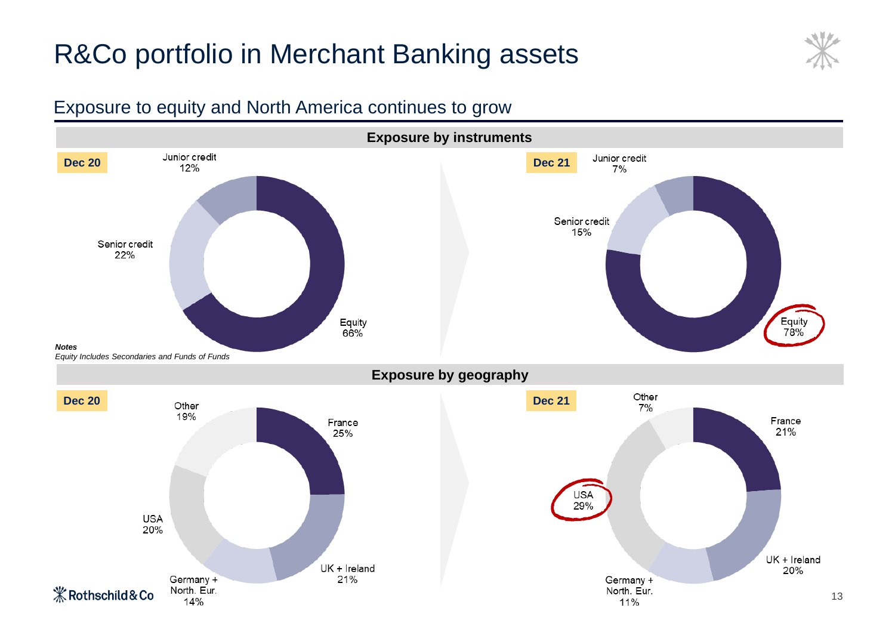# R&Co portfolio in Merchant Banking assets

## Exposure to equity and North America continues to grow

### Exposure by instruments

| Instrument | Dec 20 | Dec 21 |
|---|---|---|
| Equity | 66% | 78% |
| Senior credit | 22% | 15% |
| Junior credit | 12% | 7% |

***Notes***
*Equity Includes Secondaries and Funds of Funds*

### Exposure by geography

| Geography | Dec 20 | Dec 21 |
|---|---|---|
| France | 25% | 21% |
| UK + Ireland | 21% | 20% |
| Germany + North. Eur. | 14% | 11% |
| USA | 20% | 29% |
| Other | 19% | 7% |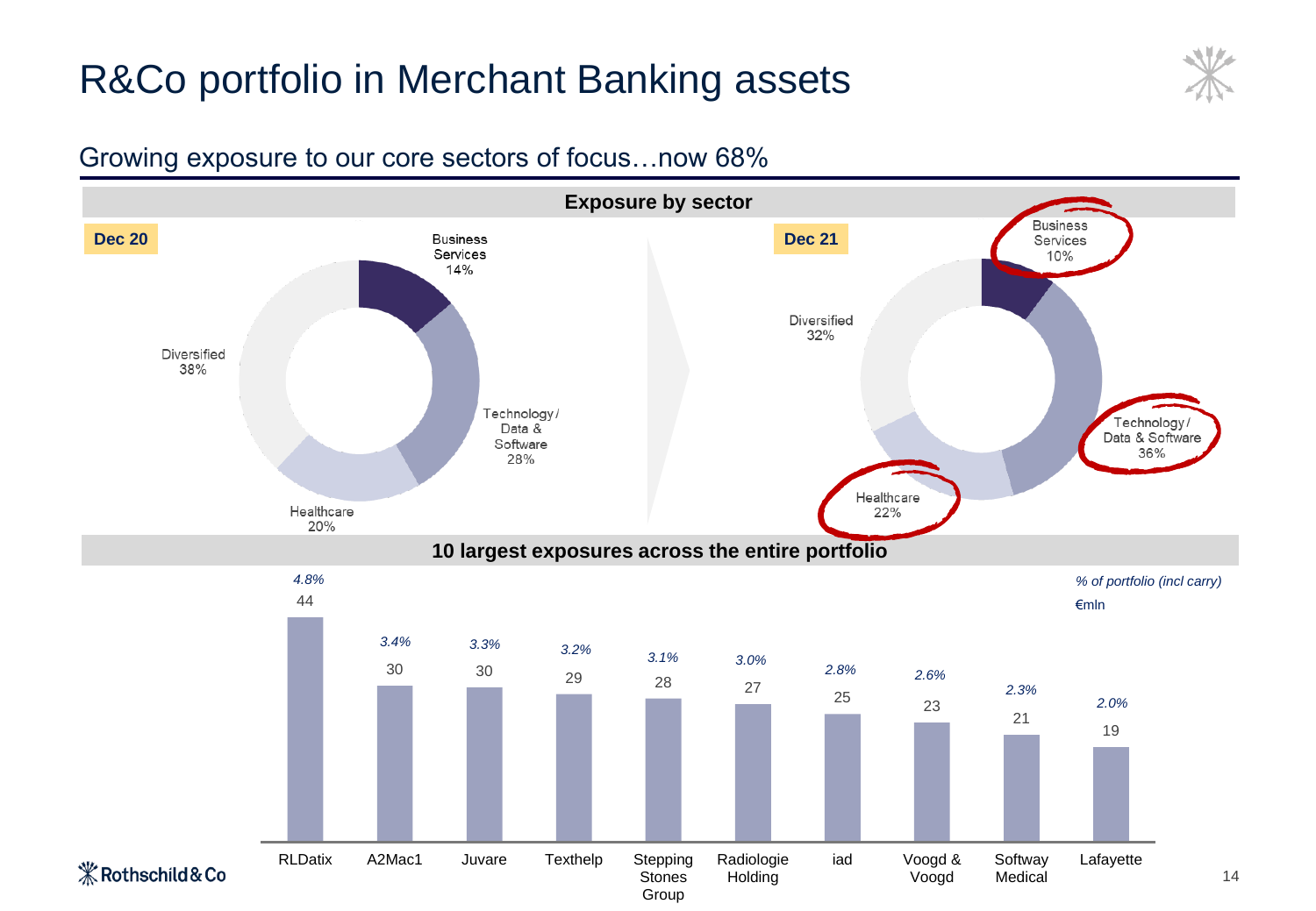# R&Co portfolio in Merchant Banking assets

## Growing exposure to our core sectors of focus…now 68%

### Exposure by sector

| Sector | Dec 20 | Dec 21 |
|---|---|---|
| Business Services | 14% | 10% |
| Technology / Data & Software | 28% | 36% |
| Healthcare | 20% | 22% |
| Diversified | 38% | 32% |

### 10 largest exposures across the entire portfolio

*% of portfolio (incl carry)*

€mln

| Company | % of portfolio (incl carry) | €mln |
|---|---|---|
| RLDatix | 4.8% | 44 |
| A2Mac1 | 3.4% | 30 |
| Juvare | 3.3% | 30 |
| Texthelp | 3.2% | 29 |
| Stepping Stones Group | 3.1% | 28 |
| Radiologie Holding | 3.0% | 27 |
| iad | 2.8% | 25 |
| Voogd & Voogd | 2.6% | 23 |
| Softway Medical | 2.3% | 21 |
| Lafayette | 2.0% | 19 |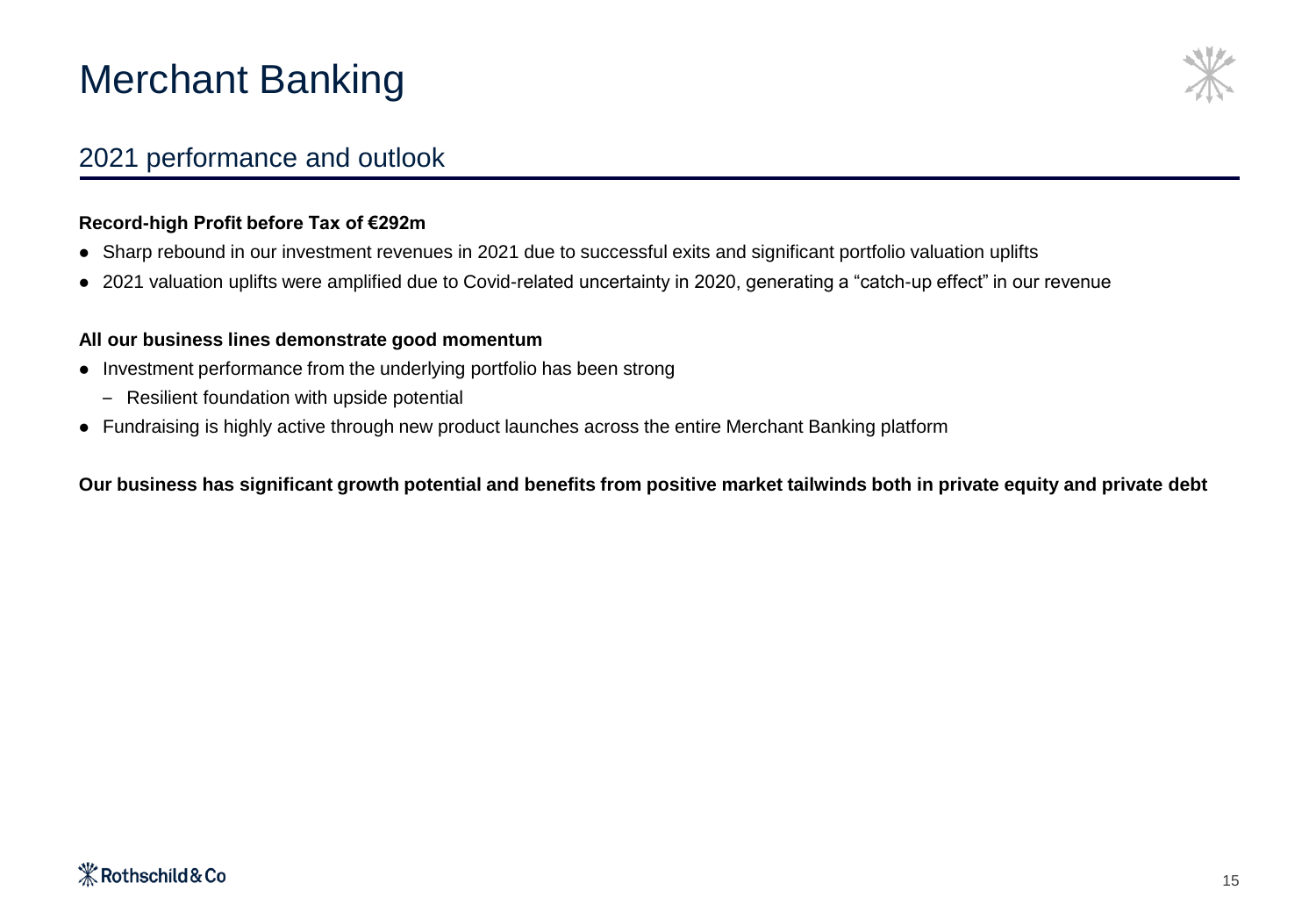# Merchant Banking

## 2021 performance and outlook

**Record-high Profit before Tax of €292m**

- Sharp rebound in our investment revenues in 2021 due to successful exits and significant portfolio valuation uplifts
- 2021 valuation uplifts were amplified due to Covid-related uncertainty in 2020, generating a "catch-up effect" in our revenue

**All our business lines demonstrate good momentum**

- Investment performance from the underlying portfolio has been strong
  - Resilient foundation with upside potential
- Fundraising is highly active through new product launches across the entire Merchant Banking platform

**Our business has significant growth potential and benefits from positive market tailwinds both in private equity and private debt**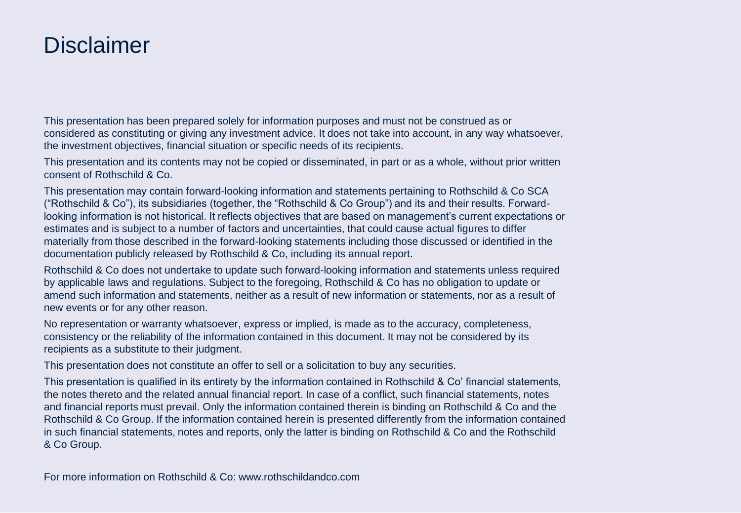# Disclaimer

This presentation has been prepared solely for information purposes and must not be construed as or considered as constituting or giving any investment advice. It does not take into account, in any way whatsoever, the investment objectives, financial situation or specific needs of its recipients.

This presentation and its contents may not be copied or disseminated, in part or as a whole, without prior written consent of Rothschild & Co.

This presentation may contain forward-looking information and statements pertaining to Rothschild & Co SCA ("Rothschild & Co"), its subsidiaries (together, the "Rothschild & Co Group") and its and their results. Forward-looking information is not historical. It reflects objectives that are based on management's current expectations or estimates and is subject to a number of factors and uncertainties, that could cause actual figures to differ materially from those described in the forward-looking statements including those discussed or identified in the documentation publicly released by Rothschild & Co, including its annual report.

Rothschild & Co does not undertake to update such forward-looking information and statements unless required by applicable laws and regulations. Subject to the foregoing, Rothschild & Co has no obligation to update or amend such information and statements, neither as a result of new information or statements, nor as a result of new events or for any other reason.

No representation or warranty whatsoever, express or implied, is made as to the accuracy, completeness, consistency or the reliability of the information contained in this document. It may not be considered by its recipients as a substitute to their judgment.

This presentation does not constitute an offer to sell or a solicitation to buy any securities.

This presentation is qualified in its entirety by the information contained in Rothschild & Co' financial statements, the notes thereto and the related annual financial report. In case of a conflict, such financial statements, notes and financial reports must prevail. Only the information contained therein is binding on Rothschild & Co and the Rothschild & Co Group. If the information contained herein is presented differently from the information contained in such financial statements, notes and reports, only the latter is binding on Rothschild & Co and the Rothschild & Co Group.

For more information on Rothschild & Co: www.rothschildandco.com